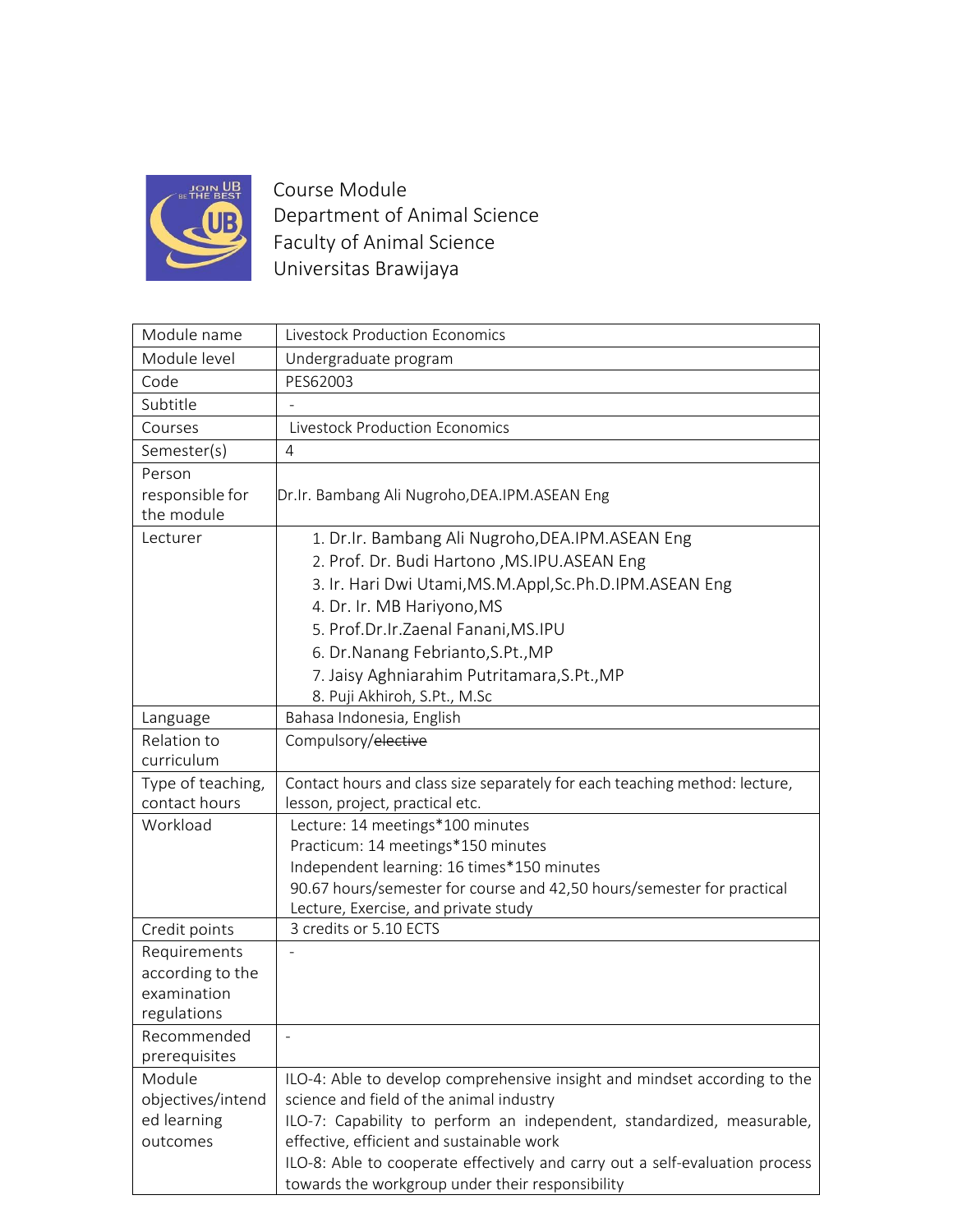Course Module
Department of Animal Science
Faculty of Animal Science
Universitas Brawijaya

| Module name | Livestock Production Economics |
|---|---|
| Module level | Undergraduate program |
| Code | PES62003 |
| Subtitle | - |
| Courses | Livestock Production Economics |
| Semester(s) | 4 |
| Person responsible for the module | Dr.Ir. Bambang Ali Nugroho,DEA.IPM.ASEAN Eng |
| Lecturer | 1. Dr.Ir. Bambang Ali Nugroho,DEA.IPM.ASEAN Eng<br>2. Prof. Dr. Budi Hartono ,MS.IPU.ASEAN Eng<br>3. Ir. Hari Dwi Utami,MS.M.Appl,Sc.Ph.D.IPM.ASEAN Eng<br>4. Dr. Ir. MB Hariyono,MS<br>5. Prof.Dr.Ir.Zaenal Fanani,MS.IPU<br>6. Dr.Nanang Febrianto,S.Pt.,MP<br>7. Jaisy Aghniarahim Putritamara,S.Pt.,MP<br>8. Puji Akhiroh, S.Pt., M.Sc |
| Language | Bahasa Indonesia, English |
| Relation to curriculum | Compulsory/~~elective~~ |
| Type of teaching, contact hours | Contact hours and class size separately for each teaching method: lecture, lesson, project, practical etc. |
| Workload | Lecture: 14 meetings*100 minutes<br>Practicum: 14 meetings*150 minutes<br>Independent learning: 16 times*150 minutes<br>90.67 hours/semester for course and 42,50 hours/semester for practical<br>Lecture, Exercise, and private study |
| Credit points | 3 credits or 5.10 ECTS |
| Requirements according to the examination regulations | - |
| Recommended prerequisites | - |
| Module objectives/intended learning outcomes | ILO-4: Able to develop comprehensive insight and mindset according to the science and field of the animal industry<br>ILO-7: Capability to perform an independent, standardized, measurable, effective, efficient and sustainable work<br>ILO-8: Able to cooperate effectively and carry out a self-evaluation process towards the workgroup under their responsibility |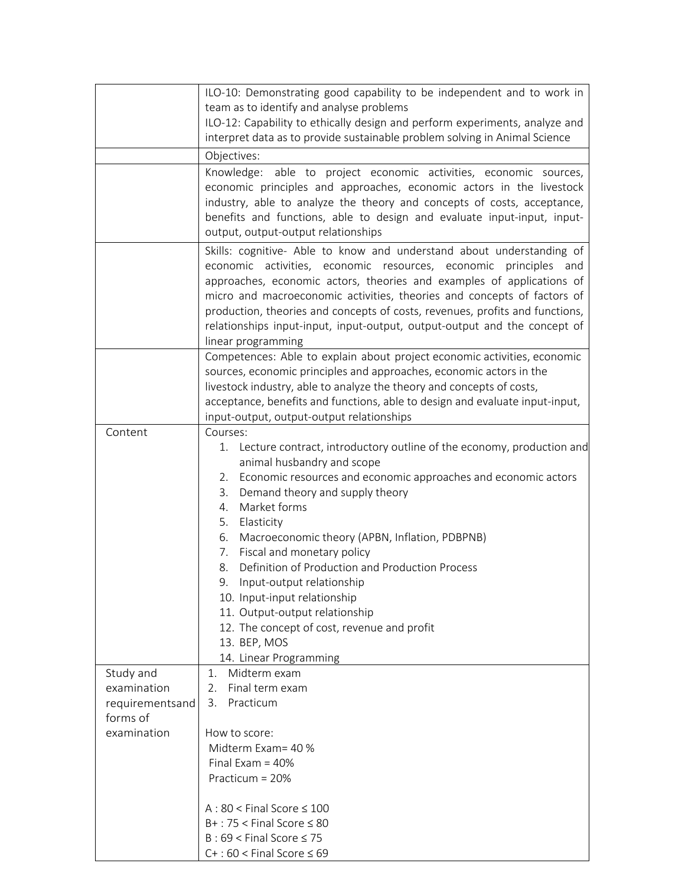| | |
|---|---|
| | ILO-10: Demonstrating good capability to be independent and to work in team as to identify and analyse problems<br>ILO-12: Capability to ethically design and perform experiments, analyze and interpret data as to provide sustainable problem solving in Animal Science |
| | Objectives: |
| | Knowledge: able to project economic activities, economic sources, economic principles and approaches, economic actors in the livestock industry, able to analyze the theory and concepts of costs, acceptance, benefits and functions, able to design and evaluate input-input, input-output, output-output relationships |
| | Skills: cognitive- Able to know and understand about understanding of economic activities, economic resources, economic principles and approaches, economic actors, theories and examples of applications of micro and macroeconomic activities, theories and concepts of factors of production, theories and concepts of costs, revenues, profits and functions, relationships input-input, input-output, output-output and the concept of linear programming |
| | Competences: Able to explain about project economic activities, economic sources, economic principles and approaches, economic actors in the livestock industry, able to analyze the theory and concepts of costs, acceptance, benefits and functions, able to design and evaluate input-input, input-output, output-output relationships |
| Content | Courses:<br>1. Lecture contract, introductory outline of the economy, production and animal husbandry and scope<br>2. Economic resources and economic approaches and economic actors<br>3. Demand theory and supply theory<br>4. Market forms<br>5. Elasticity<br>6. Macroeconomic theory (APBN, Inflation, PDBPNB)<br>7. Fiscal and monetary policy<br>8. Definition of Production and Production Process<br>9. Input-output relationship<br>10. Input-input relationship<br>11. Output-output relationship<br>12. The concept of cost, revenue and profit<br>13. BEP, MOS<br>14. Linear Programming |
| Study and examination requirementsand forms of examination | 1. Midterm exam<br>2. Final term exam<br>3. Practicum<br><br>How to score:<br>Midterm Exam= 40 %<br>Final Exam = 40%<br>Practicum = 20%<br><br>A : 80 < Final Score ≤ 100<br>B+ : 75 < Final Score ≤ 80<br>B : 69 < Final Score ≤ 75<br>C+ : 60 < Final Score ≤ 69 |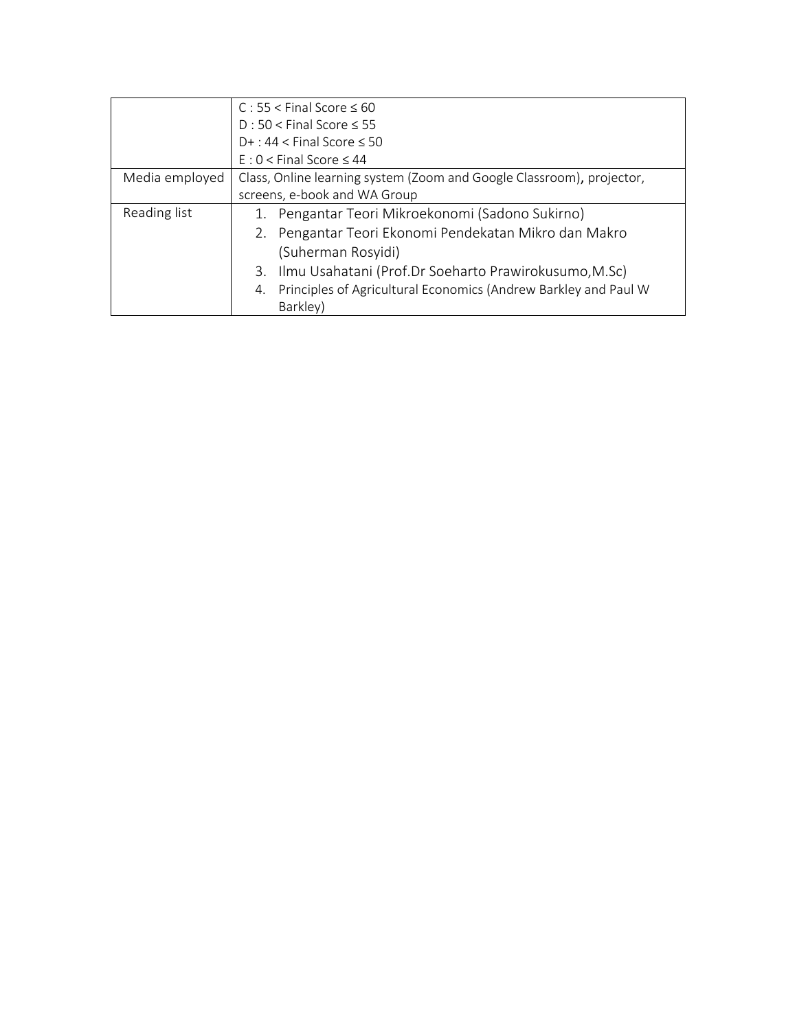| | |
|---|---|
| | C : 55 < Final Score ≤ 60<br>D : 50 < Final Score ≤ 55<br>D+ : 44 < Final Score ≤ 50<br>E : 0 < Final Score ≤ 44 |
| Media employed | Class, Online learning system (Zoom and Google Classroom), projector, screens, e-book and WA Group |
| Reading list | 1. Pengantar Teori Mikroekonomi (Sadono Sukirno)<br>2. Pengantar Teori Ekonomi Pendekatan Mikro dan Makro (Suherman Rosyidi)<br>3. Ilmu Usahatani (Prof.Dr Soeharto Prawirokusumo,M.Sc)<br>4. Principles of Agricultural Economics (Andrew Barkley and Paul W Barkley) |